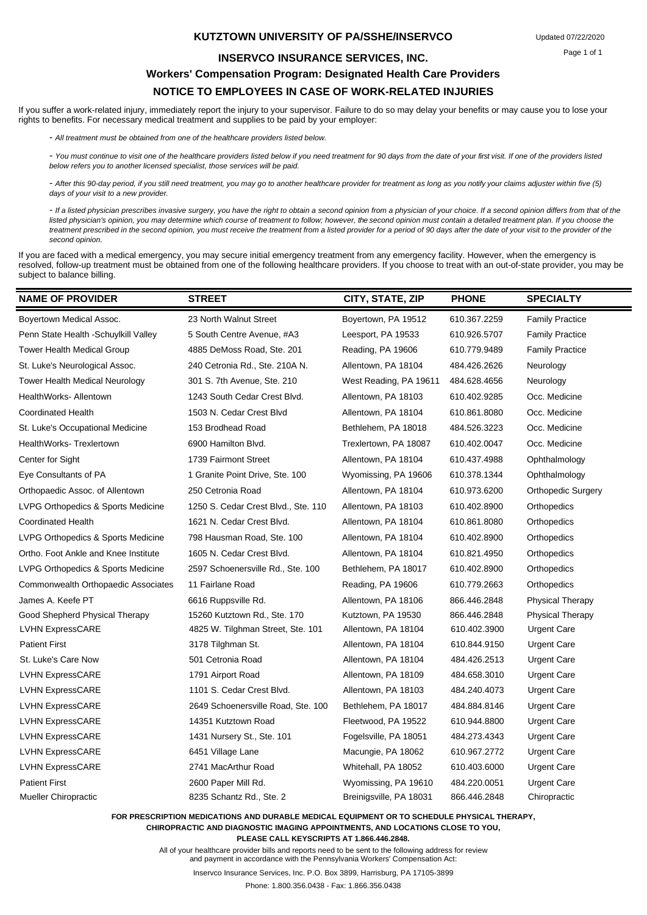**KUTZTOWN UNIVERSITY OF PA/SSHE/INSERVCO**

Updated 07/22/2020

# INSERVCO INSURANCE SERVICES, INC.

## Workers' Compensation Program: Designated Health Care Providers

## NOTICE TO EMPLOYEES IN CASE OF WORK-RELATED INJURIES

If you suffer a work-related injury, immediately report the injury to your supervisor. Failure to do so may delay your benefits or may cause you to lose your rights to benefits. For necessary medical treatment and supplies to be paid by your employer:

- *All treatment must be obtained from one of the healthcare providers listed below.*
- *You must continue to visit one of the healthcare providers listed below if you need treatment for 90 days from the date of your first visit. If one of the providers listed below refers you to another licensed specialist, those services will be paid.*
- *After this 90-day period, if you still need treatment, you may go to another healthcare provider for treatment as long as you notify your claims adjuster within five (5) days of your visit to a new provider.*
- *If a listed physician prescribes invasive surgery, you have the right to obtain a second opinion from a physician of your choice. If a second opinion differs from that of the listed physician's opinion, you may determine which course of treatment to follow; however, the second opinion must contain a detailed treatment plan. If you choose the treatment prescribed in the second opinion, you must receive the treatment from a listed provider for a period of 90 days after the date of your visit to the provider of the second opinion.*

If you are faced with a medical emergency, you may secure initial emergency treatment from any emergency facility. However, when the emergency is resolved, follow-up treatment must be obtained from one of the following healthcare providers. If you choose to treat with an out-of-state provider, you may be subject to balance billing.

| NAME OF PROVIDER | STREET | CITY, STATE, ZIP | PHONE | SPECIALTY |
|---|---|---|---|---|
| Boyertown Medical Assoc. | 23 North Walnut Street | Boyertown, PA 19512 | 610.367.2259 | Family Practice |
| Penn State Health -Schuylkill Valley | 5 South Centre Avenue, #A3 | Leesport, PA 19533 | 610.926.5707 | Family Practice |
| Tower Health Medical Group | 4885 DeMoss Road, Ste. 201 | Reading, PA 19606 | 610.779.9489 | Family Practice |
| St. Luke's Neurological Assoc. | 240 Cetronia Rd., Ste. 210A N. | Allentown, PA 18104 | 484.426.2626 | Neurology |
| Tower Health Medical Neurology | 301 S. 7th Avenue, Ste. 210 | West Reading, PA 19611 | 484.628.4656 | Neurology |
| HealthWorks- Allentown | 1243 South Cedar Crest Blvd. | Allentown, PA 18103 | 610.402.9285 | Occ. Medicine |
| Coordinated Health | 1503 N. Cedar Crest Blvd | Allentown, PA 18104 | 610.861.8080 | Occ. Medicine |
| St. Luke's Occupational Medicine | 153 Brodhead Road | Bethlehem, PA 18018 | 484.526.3223 | Occ. Medicine |
| HealthWorks- Trexlertown | 6900 Hamilton Blvd. | Trexlertown, PA 18087 | 610.402.0047 | Occ. Medicine |
| Center for Sight | 1739 Fairmont Street | Allentown, PA 18104 | 610.437.4988 | Ophthalmology |
| Eye Consultants of PA | 1 Granite Point Drive, Ste. 100 | Wyomissing, PA 19606 | 610.378.1344 | Ophthalmology |
| Orthopaedic Assoc. of Allentown | 250 Cetronia Road | Allentown, PA 18104 | 610.973.6200 | Orthopedic Surgery |
| LVPG Orthopedics & Sports Medicine | 1250 S. Cedar Crest Blvd., Ste. 110 | Allentown, PA 18103 | 610.402.8900 | Orthopedics |
| Coordinated Health | 1621 N. Cedar Crest Blvd. | Allentown, PA 18104 | 610.861.8080 | Orthopedics |
| LVPG Orthopedics & Sports Medicine | 798 Hausman Road, Ste. 100 | Allentown, PA 18104 | 610.402.8900 | Orthopedics |
| Ortho. Foot Ankle and Knee Institute | 1605 N. Cedar Crest Blvd. | Allentown, PA 18104 | 610.821.4950 | Orthopedics |
| LVPG Orthopedics & Sports Medicine | 2597 Schoenersville Rd., Ste. 100 | Bethlehem, PA 18017 | 610.402.8900 | Orthopedics |
| Commonwealth Orthopaedic Associates | 11 Fairlane Road | Reading, PA 19606 | 610.779.2663 | Orthopedics |
| James A. Keefe PT | 6616 Ruppsville Rd. | Allentown, PA 18106 | 866.446.2848 | Physical Therapy |
| Good Shepherd Physical Therapy | 15260 Kutztown Rd., Ste. 170 | Kutztown, PA 19530 | 866.446.2848 | Physical Therapy |
| LVHN ExpressCARE | 4825 W. Tilghman Street, Ste. 101 | Allentown, PA 18104 | 610.402.3900 | Urgent Care |
| Patient First | 3178 Tilghman St. | Allentown, PA 18104 | 610.844.9150 | Urgent Care |
| St. Luke's Care Now | 501 Cetronia Road | Allentown, PA 18104 | 484.426.2513 | Urgent Care |
| LVHN ExpressCARE | 1791 Airport Road | Allentown, PA 18109 | 484.658.3010 | Urgent Care |
| LVHN ExpressCARE | 1101 S. Cedar Crest Blvd. | Allentown, PA 18103 | 484.240.4073 | Urgent Care |
| LVHN ExpressCARE | 2649 Schoenersville Road, Ste. 100 | Bethlehem, PA 18017 | 484.884.8146 | Urgent Care |
| LVHN ExpressCARE | 14351 Kutztown Road | Fleetwood, PA 19522 | 610.944.8800 | Urgent Care |
| LVHN ExpressCARE | 1431 Nursery St., Ste. 101 | Fogelsville, PA 18051 | 484.273.4343 | Urgent Care |
| LVHN ExpressCARE | 6451 Village Lane | Macungie, PA 18062 | 610.967.2772 | Urgent Care |
| LVHN ExpressCARE | 2741 MacArthur Road | Whitehall, PA 18052 | 610.403.6000 | Urgent Care |
| Patient First | 2600 Paper Mill Rd. | Wyomissing, PA 19610 | 484.220.0051 | Urgent Care |
| Mueller Chiropractic | 8235 Schantz Rd., Ste. 2 | Breinigsville, PA 18031 | 866.446.2848 | Chiropractic |

**FOR PRESCRIPTION MEDICATIONS AND DURABLE MEDICAL EQUIPMENT OR TO SCHEDULE PHYSICAL THERAPY, CHIROPRACTIC AND DIAGNOSTIC IMAGING APPOINTMENTS, AND LOCATIONS CLOSE TO YOU, PLEASE CALL KEYSCRIPTS AT 1.866.446.2848.**

All of your healthcare provider bills and reports need to be sent to the following address for review and payment in accordance with the Pennsylvania Workers' Compensation Act:

Inservco Insurance Services, Inc. P.O. Box 3899, Harrisburg, PA 17105-3899

Phone: 1.800.356.0438 - Fax: 1.866.356.0438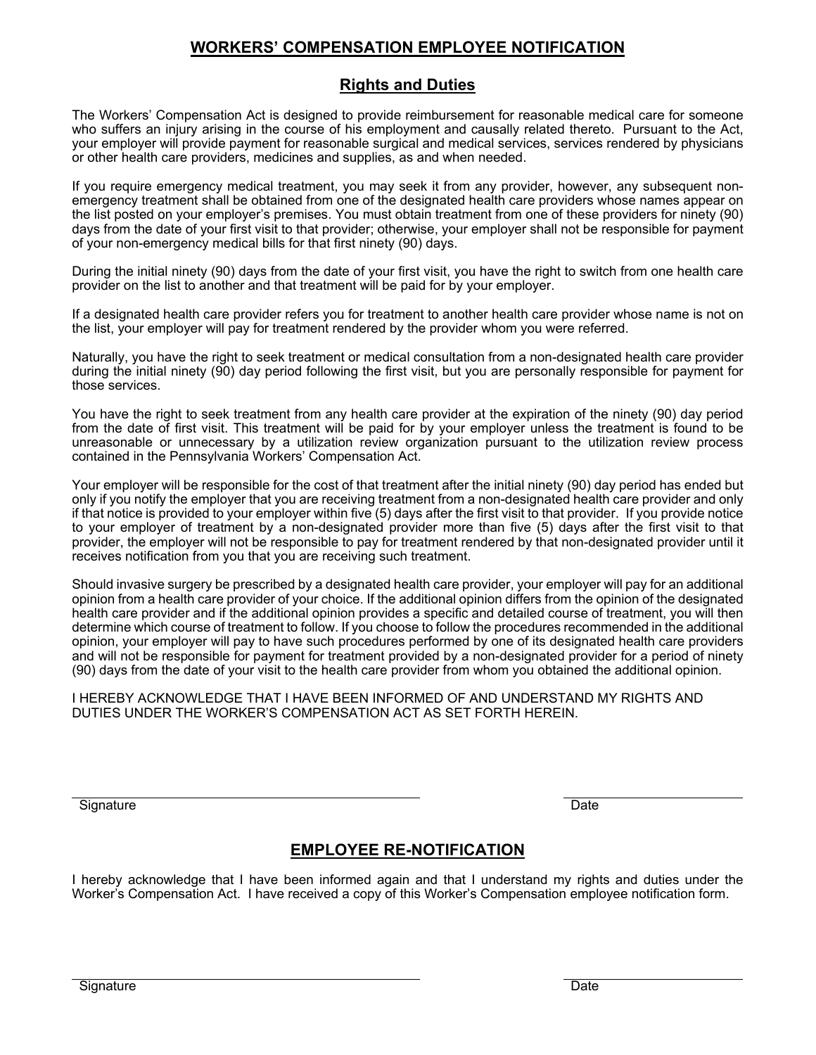# WORKERS' COMPENSATION EMPLOYEE NOTIFICATION

## Rights and Duties

The Workers' Compensation Act is designed to provide reimbursement for reasonable medical care for someone who suffers an injury arising in the course of his employment and causally related thereto. Pursuant to the Act, your employer will provide payment for reasonable surgical and medical services, services rendered by physicians or other health care providers, medicines and supplies, as and when needed.

If you require emergency medical treatment, you may seek it from any provider, however, any subsequent non-emergency treatment shall be obtained from one of the designated health care providers whose names appear on the list posted on your employer's premises. You must obtain treatment from one of these providers for ninety (90) days from the date of your first visit to that provider; otherwise, your employer shall not be responsible for payment of your non-emergency medical bills for that first ninety (90) days.

During the initial ninety (90) days from the date of your first visit, you have the right to switch from one health care provider on the list to another and that treatment will be paid for by your employer.

If a designated health care provider refers you for treatment to another health care provider whose name is not on the list, your employer will pay for treatment rendered by the provider whom you were referred.

Naturally, you have the right to seek treatment or medical consultation from a non-designated health care provider during the initial ninety (90) day period following the first visit, but you are personally responsible for payment for those services.

You have the right to seek treatment from any health care provider at the expiration of the ninety (90) day period from the date of first visit. This treatment will be paid for by your employer unless the treatment is found to be unreasonable or unnecessary by a utilization review organization pursuant to the utilization review process contained in the Pennsylvania Workers' Compensation Act.

Your employer will be responsible for the cost of that treatment after the initial ninety (90) day period has ended but only if you notify the employer that you are receiving treatment from a non-designated health care provider and only if that notice is provided to your employer within five (5) days after the first visit to that provider. If you provide notice to your employer of treatment by a non-designated provider more than five (5) days after the first visit to that provider, the employer will not be responsible to pay for treatment rendered by that non-designated provider until it receives notification from you that you are receiving such treatment.

Should invasive surgery be prescribed by a designated health care provider, your employer will pay for an additional opinion from a health care provider of your choice. If the additional opinion differs from the opinion of the designated health care provider and if the additional opinion provides a specific and detailed course of treatment, you will then determine which course of treatment to follow. If you choose to follow the procedures recommended in the additional opinion, your employer will pay to have such procedures performed by one of its designated health care providers and will not be responsible for payment for treatment provided by a non-designated provider for a period of ninety (90) days from the date of your visit to the health care provider from whom you obtained the additional opinion.

I HEREBY ACKNOWLEDGE THAT I HAVE BEEN INFORMED OF AND UNDERSTAND MY RIGHTS AND DUTIES UNDER THE WORKER'S COMPENSATION ACT AS SET FORTH HEREIN.

Signature ______________________________ Date ______________

## EMPLOYEE RE-NOTIFICATION

I hereby acknowledge that I have been informed again and that I understand my rights and duties under the Worker's Compensation Act. I have received a copy of this Worker's Compensation employee notification form.

Signature ______________________________ Date ______________